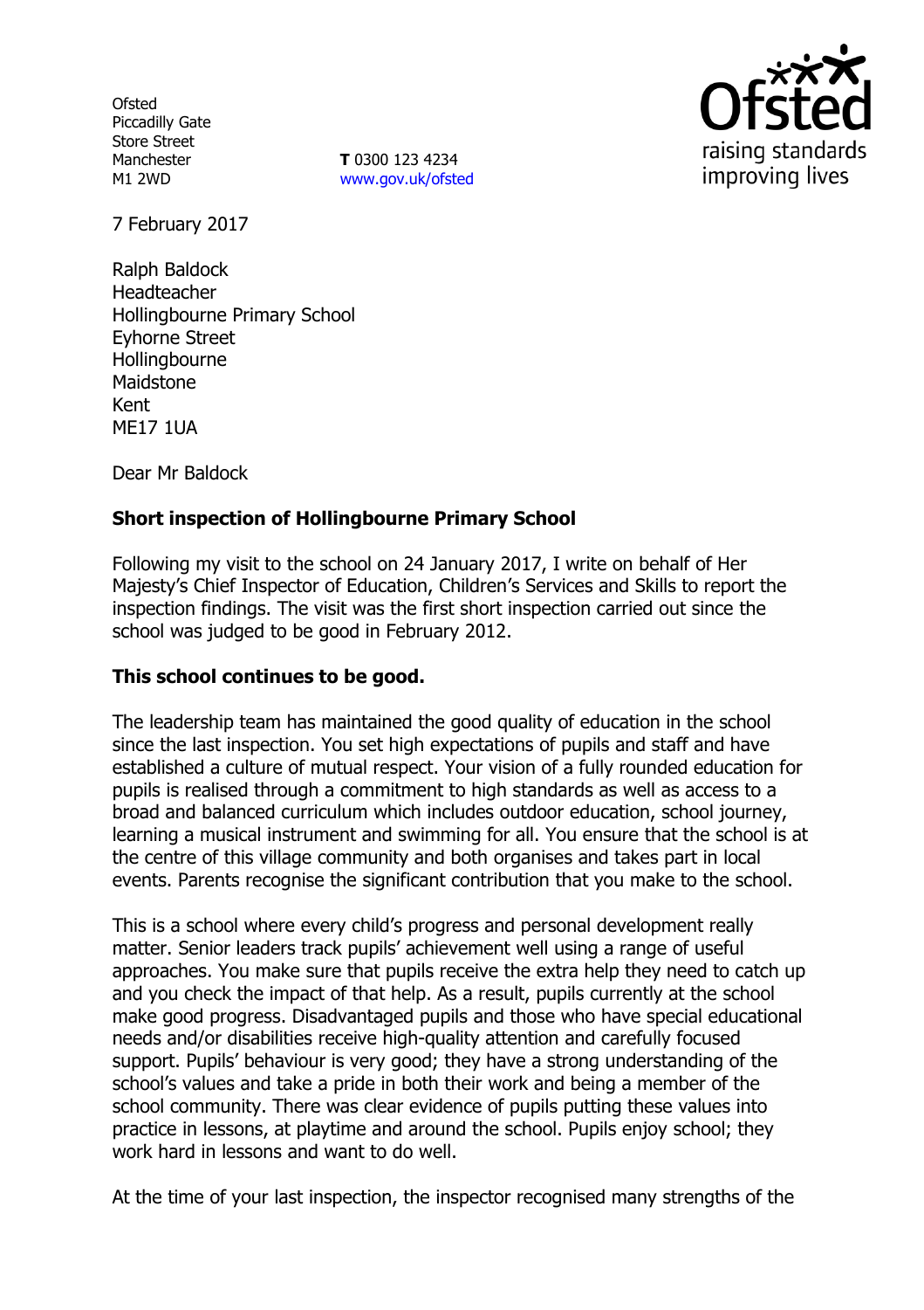Ofsted
Piccadilly Gate
Store Street
Manchester
M1 2WD

**T** 0300 123 4234
www.gov.uk/ofsted

7 February 2017

Ralph Baldock
Headteacher
Hollingbourne Primary School
Eyhorne Street
Hollingbourne
Maidstone
Kent
ME17 1UA

Dear Mr Baldock

**Short inspection of Hollingbourne Primary School**

Following my visit to the school on 24 January 2017, I write on behalf of Her Majesty's Chief Inspector of Education, Children's Services and Skills to report the inspection findings. The visit was the first short inspection carried out since the school was judged to be good in February 2012.

**This school continues to be good.**

The leadership team has maintained the good quality of education in the school since the last inspection. You set high expectations of pupils and staff and have established a culture of mutual respect. Your vision of a fully rounded education for pupils is realised through a commitment to high standards as well as access to a broad and balanced curriculum which includes outdoor education, school journey, learning a musical instrument and swimming for all. You ensure that the school is at the centre of this village community and both organises and takes part in local events. Parents recognise the significant contribution that you make to the school.

This is a school where every child's progress and personal development really matter. Senior leaders track pupils' achievement well using a range of useful approaches. You make sure that pupils receive the extra help they need to catch up and you check the impact of that help. As a result, pupils currently at the school make good progress. Disadvantaged pupils and those who have special educational needs and/or disabilities receive high-quality attention and carefully focused support. Pupils' behaviour is very good; they have a strong understanding of the school's values and take a pride in both their work and being a member of the school community. There was clear evidence of pupils putting these values into practice in lessons, at playtime and around the school. Pupils enjoy school; they work hard in lessons and want to do well.

At the time of your last inspection, the inspector recognised many strengths of the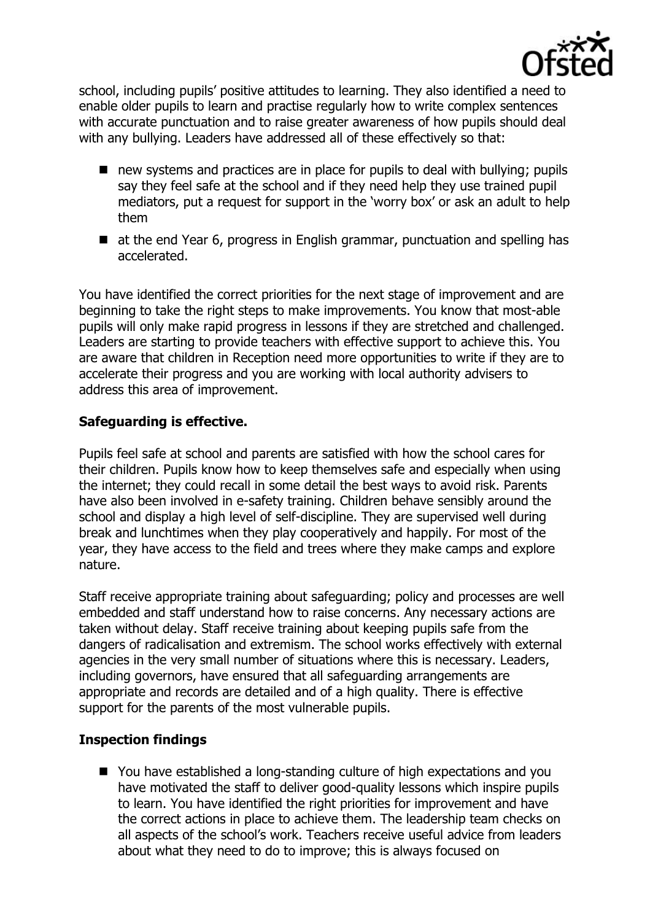school, including pupils' positive attitudes to learning. They also identified a need to enable older pupils to learn and practise regularly how to write complex sentences with accurate punctuation and to raise greater awareness of how pupils should deal with any bullying. Leaders have addressed all of these effectively so that:

- new systems and practices are in place for pupils to deal with bullying; pupils say they feel safe at the school and if they need help they use trained pupil mediators, put a request for support in the 'worry box' or ask an adult to help them
- at the end Year 6, progress in English grammar, punctuation and spelling has accelerated.

You have identified the correct priorities for the next stage of improvement and are beginning to take the right steps to make improvements. You know that most-able pupils will only make rapid progress in lessons if they are stretched and challenged. Leaders are starting to provide teachers with effective support to achieve this. You are aware that children in Reception need more opportunities to write if they are to accelerate their progress and you are working with local authority advisers to address this area of improvement.

## Safeguarding is effective.

Pupils feel safe at school and parents are satisfied with how the school cares for their children. Pupils know how to keep themselves safe and especially when using the internet; they could recall in some detail the best ways to avoid risk. Parents have also been involved in e-safety training. Children behave sensibly around the school and display a high level of self-discipline. They are supervised well during break and lunchtimes when they play cooperatively and happily. For most of the year, they have access to the field and trees where they make camps and explore nature.

Staff receive appropriate training about safeguarding; policy and processes are well embedded and staff understand how to raise concerns. Any necessary actions are taken without delay. Staff receive training about keeping pupils safe from the dangers of radicalisation and extremism. The school works effectively with external agencies in the very small number of situations where this is necessary. Leaders, including governors, have ensured that all safeguarding arrangements are appropriate and records are detailed and of a high quality. There is effective support for the parents of the most vulnerable pupils.

## Inspection findings

- You have established a long-standing culture of high expectations and you have motivated the staff to deliver good-quality lessons which inspire pupils to learn. You have identified the right priorities for improvement and have the correct actions in place to achieve them. The leadership team checks on all aspects of the school's work. Teachers receive useful advice from leaders about what they need to do to improve; this is always focused on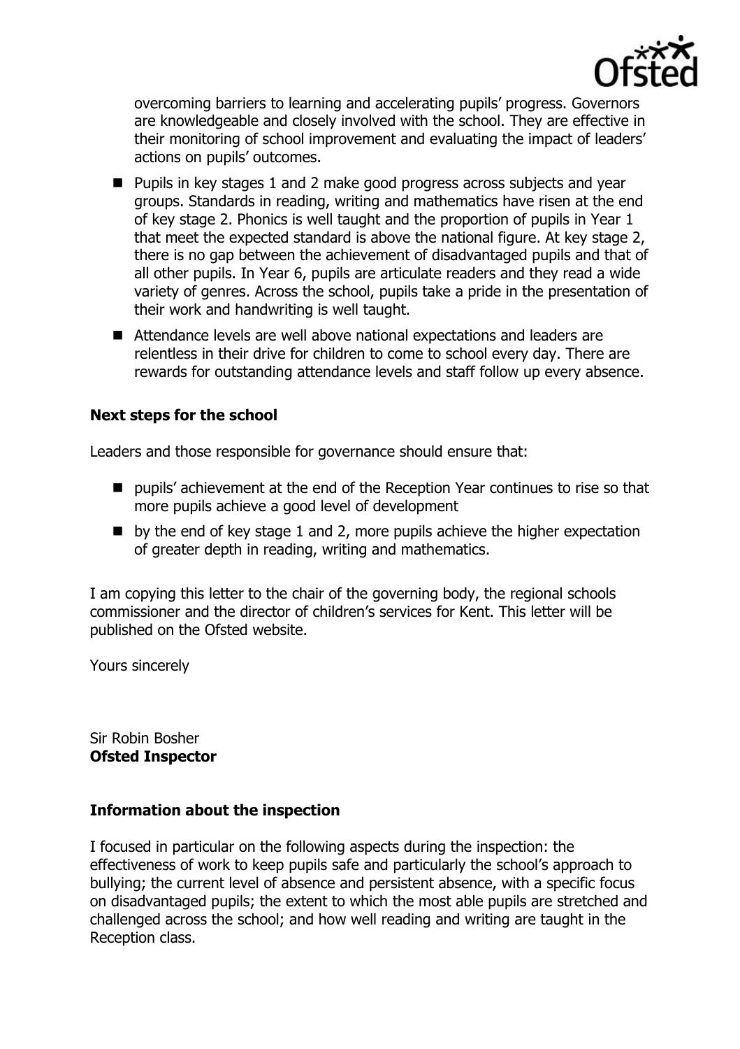overcoming barriers to learning and accelerating pupils' progress. Governors are knowledgeable and closely involved with the school. They are effective in their monitoring of school improvement and evaluating the impact of leaders' actions on pupils' outcomes.

- Pupils in key stages 1 and 2 make good progress across subjects and year groups. Standards in reading, writing and mathematics have risen at the end of key stage 2. Phonics is well taught and the proportion of pupils in Year 1 that meet the expected standard is above the national figure. At key stage 2, there is no gap between the achievement of disadvantaged pupils and that of all other pupils. In Year 6, pupils are articulate readers and they read a wide variety of genres. Across the school, pupils take a pride in the presentation of their work and handwriting is well taught.
- Attendance levels are well above national expectations and leaders are relentless in their drive for children to come to school every day. There are rewards for outstanding attendance levels and staff follow up every absence.

**Next steps for the school**

Leaders and those responsible for governance should ensure that:

- pupils' achievement at the end of the Reception Year continues to rise so that more pupils achieve a good level of development
- by the end of key stage 1 and 2, more pupils achieve the higher expectation of greater depth in reading, writing and mathematics.

I am copying this letter to the chair of the governing body, the regional schools commissioner and the director of children's services for Kent. This letter will be published on the Ofsted website.

Yours sincerely

Sir Robin Bosher
**Ofsted Inspector**

**Information about the inspection**

I focused in particular on the following aspects during the inspection: the effectiveness of work to keep pupils safe and particularly the school's approach to bullying; the current level of absence and persistent absence, with a specific focus on disadvantaged pupils; the extent to which the most able pupils are stretched and challenged across the school; and how well reading and writing are taught in the Reception class.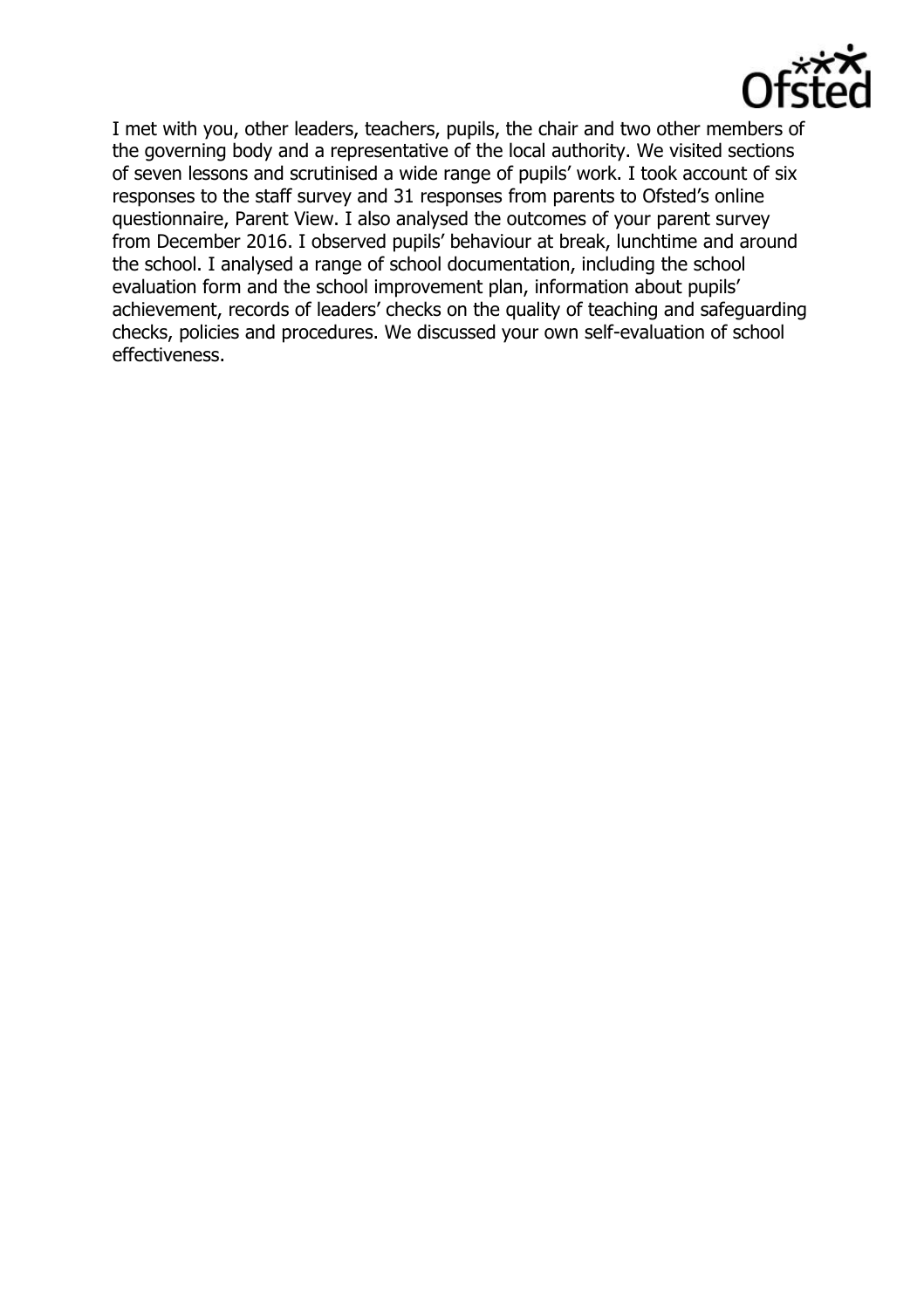I met with you, other leaders, teachers, pupils, the chair and two other members of the governing body and a representative of the local authority. We visited sections of seven lessons and scrutinised a wide range of pupils' work. I took account of six responses to the staff survey and 31 responses from parents to Ofsted's online questionnaire, Parent View. I also analysed the outcomes of your parent survey from December 2016. I observed pupils' behaviour at break, lunchtime and around the school. I analysed a range of school documentation, including the school evaluation form and the school improvement plan, information about pupils' achievement, records of leaders' checks on the quality of teaching and safeguarding checks, policies and procedures. We discussed your own self-evaluation of school effectiveness.